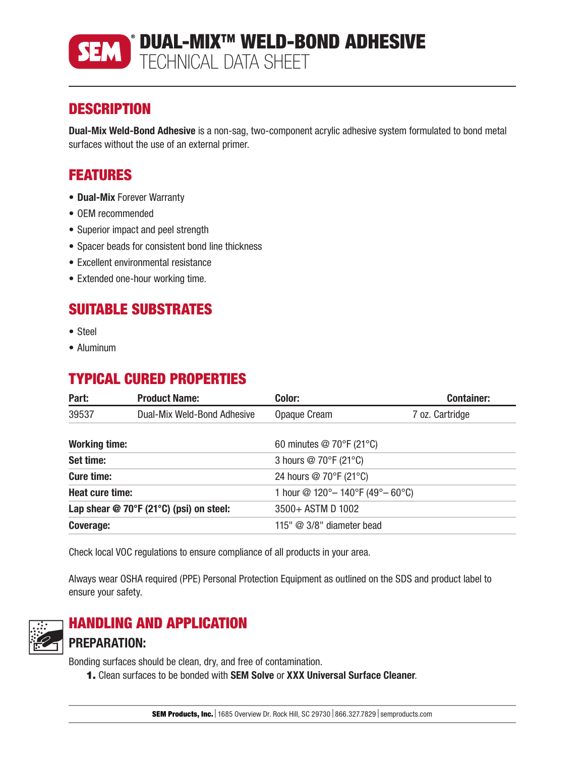# DUAL-MIX™ WELD-BOND ADHESIVE
TECHNICAL DATA SHEET

## DESCRIPTION

**Dual-Mix Weld-Bond Adhesive** is a non-sag, two-component acrylic adhesive system formulated to bond metal surfaces without the use of an external primer.

## FEATURES

- **Dual-Mix** Forever Warranty
- OEM recommended
- Superior impact and peel strength
- Spacer beads for consistent bond line thickness
- Excellent environmental resistance
- Extended one-hour working time.

## SUITABLE SUBSTRATES

- Steel
- Aluminum

## TYPICAL CURED PROPERTIES

| Part: | Product Name: | Color: | Container: |
|---|---|---|---|
| 39537 | Dual-Mix Weld-Bond Adhesive | Opaque Cream | 7 oz. Cartridge |

| | |
|---|---|
| **Working time:** | 60 minutes @ 70°F (21°C) |
| **Set time:** | 3 hours @ 70°F (21°C) |
| **Cure time:** | 24 hours @ 70°F (21°C) |
| **Heat cure time:** | 1 hour @ 120°– 140°F (49°– 60°C) |
| **Lap shear @ 70°F (21°C) (psi) on steel:** | 3500+ ASTM D 1002 |
| **Coverage:** | 115" @ 3/8" diameter bead |

Check local VOC regulations to ensure compliance of all products in your area.

Always wear OSHA required (PPE) Personal Protection Equipment as outlined on the SDS and product label to ensure your safety.

## HANDLING AND APPLICATION

### PREPARATION:

Bonding surfaces should be clean, dry, and free of contamination.

1. Clean surfaces to be bonded with **SEM Solve** or **XXX Universal Surface Cleaner**.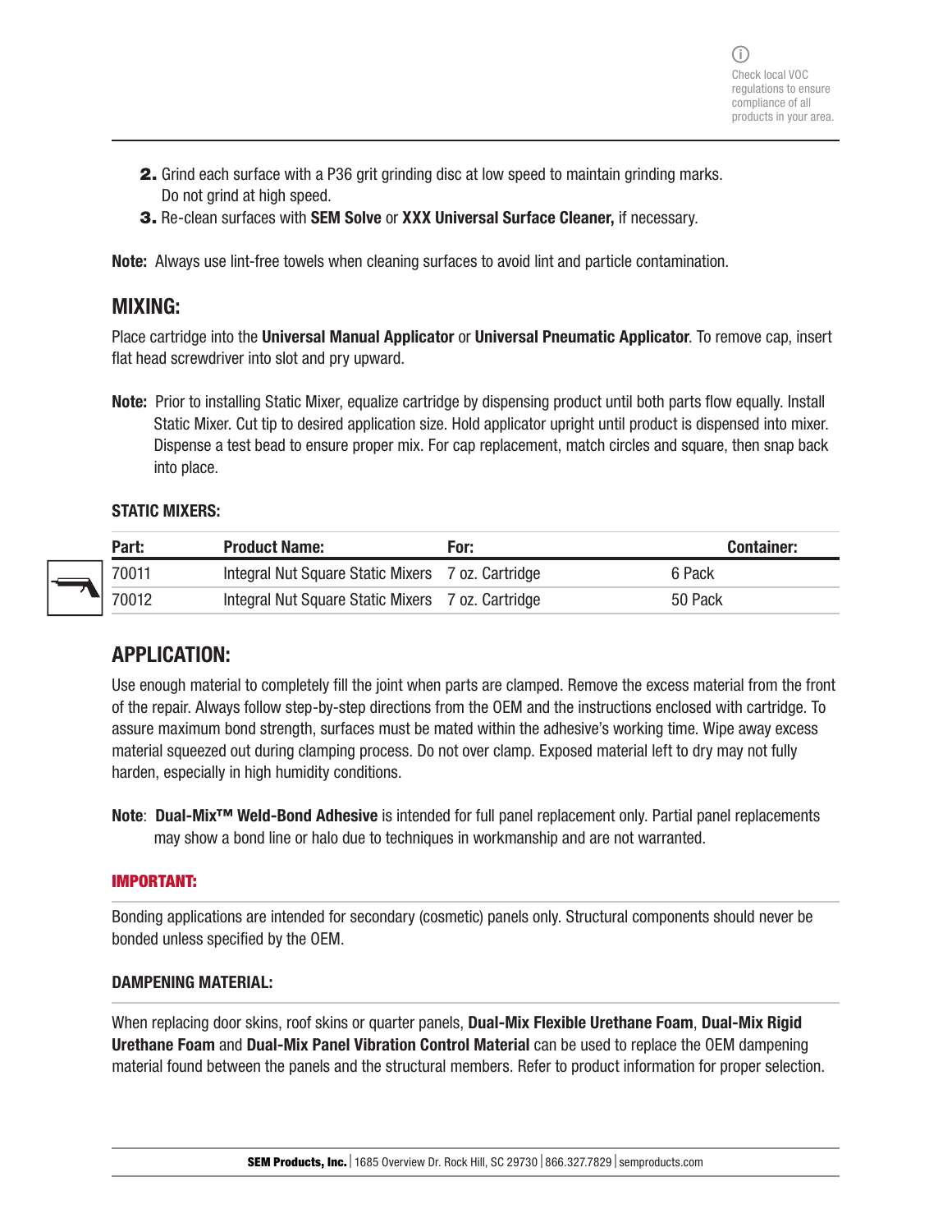Check local VOC regulations to ensure compliance of all products in your area.

2. Grind each surface with a P36 grit grinding disc at low speed to maintain grinding marks. Do not grind at high speed.
3. Re-clean surfaces with **SEM Solve** or **XXX Universal Surface Cleaner,** if necessary.

**Note:** Always use lint-free towels when cleaning surfaces to avoid lint and particle contamination.

## MIXING:

Place cartridge into the **Universal Manual Applicator** or **Universal Pneumatic Applicator**. To remove cap, insert flat head screwdriver into slot and pry upward.

**Note:** Prior to installing Static Mixer, equalize cartridge by dispensing product until both parts flow equally. Install Static Mixer. Cut tip to desired application size. Hold applicator upright until product is dispensed into mixer. Dispense a test bead to ensure proper mix. For cap replacement, match circles and square, then snap back into place.

### STATIC MIXERS:

| Part: | Product Name: | For: | Container: |
|---|---|---|---|
| 70011 | Integral Nut Square Static Mixers | 7 oz. Cartridge | 6 Pack |
| 70012 | Integral Nut Square Static Mixers | 7 oz. Cartridge | 50 Pack |

## APPLICATION:

Use enough material to completely fill the joint when parts are clamped. Remove the excess material from the front of the repair. Always follow step-by-step directions from the OEM and the instructions enclosed with cartridge. To assure maximum bond strength, surfaces must be mated within the adhesive's working time. Wipe away excess material squeezed out during clamping process. Do not over clamp. Exposed material left to dry may not fully harden, especially in high humidity conditions.

**Note**: **Dual-Mix™ Weld-Bond Adhesive** is intended for full panel replacement only. Partial panel replacements may show a bond line or halo due to techniques in workmanship and are not warranted.

### IMPORTANT:

Bonding applications are intended for secondary (cosmetic) panels only. Structural components should never be bonded unless specified by the OEM.

### DAMPENING MATERIAL:

When replacing door skins, roof skins or quarter panels, **Dual-Mix Flexible Urethane Foam**, **Dual-Mix Rigid Urethane Foam** and **Dual-Mix Panel Vibration Control Material** can be used to replace the OEM dampening material found between the panels and the structural members. Refer to product information for proper selection.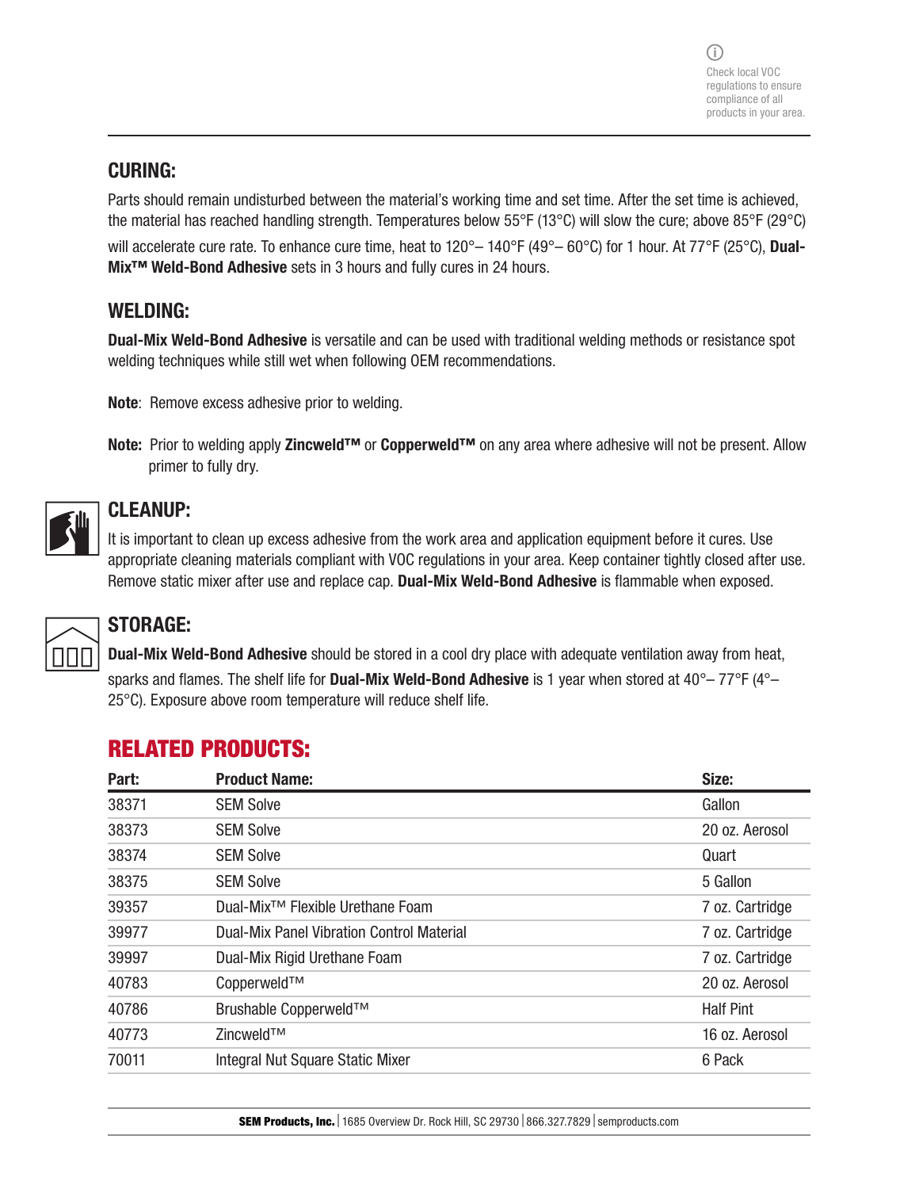ⓘ Check local VOC regulations to ensure compliance of all products in your area.

## CURING:

Parts should remain undisturbed between the material's working time and set time. After the set time is achieved, the material has reached handling strength. Temperatures below 55°F (13°C) will slow the cure; above 85°F (29°C) will accelerate cure rate. To enhance cure time, heat to 120°– 140°F (49°– 60°C) for 1 hour. At 77°F (25°C), **Dual-Mix™ Weld-Bond Adhesive** sets in 3 hours and fully cures in 24 hours.

## WELDING:

**Dual-Mix Weld-Bond Adhesive** is versatile and can be used with traditional welding methods or resistance spot welding techniques while still wet when following OEM recommendations.

**Note**: Remove excess adhesive prior to welding.

**Note:** Prior to welding apply **Zincweld™** or **Copperweld™** on any area where adhesive will not be present. Allow primer to fully dry.

## CLEANUP:

It is important to clean up excess adhesive from the work area and application equipment before it cures. Use appropriate cleaning materials compliant with VOC regulations in your area. Keep container tightly closed after use. Remove static mixer after use and replace cap. **Dual-Mix Weld-Bond Adhesive** is flammable when exposed.

## STORAGE:

**Dual-Mix Weld-Bond Adhesive** should be stored in a cool dry place with adequate ventilation away from heat, sparks and flames. The shelf life for **Dual-Mix Weld-Bond Adhesive** is 1 year when stored at 40°– 77°F (4°– 25°C). Exposure above room temperature will reduce shelf life.

## RELATED PRODUCTS:

| Part: | Product Name: | Size: |
|---|---|---|
| 38371 | SEM Solve | Gallon |
| 38373 | SEM Solve | 20 oz. Aerosol |
| 38374 | SEM Solve | Quart |
| 38375 | SEM Solve | 5 Gallon |
| 39357 | Dual-Mix™ Flexible Urethane Foam | 7 oz. Cartridge |
| 39977 | Dual-Mix Panel Vibration Control Material | 7 oz. Cartridge |
| 39997 | Dual-Mix Rigid Urethane Foam | 7 oz. Cartridge |
| 40783 | Copperweld™ | 20 oz. Aerosol |
| 40786 | Brushable Copperweld™ | Half Pint |
| 40773 | Zincweld™ | 16 oz. Aerosol |
| 70011 | Integral Nut Square Static Mixer | 6 Pack |

**SEM Products, Inc.** | 1685 Overview Dr. Rock Hill, SC 29730 | 866.327.7829 | semproducts.com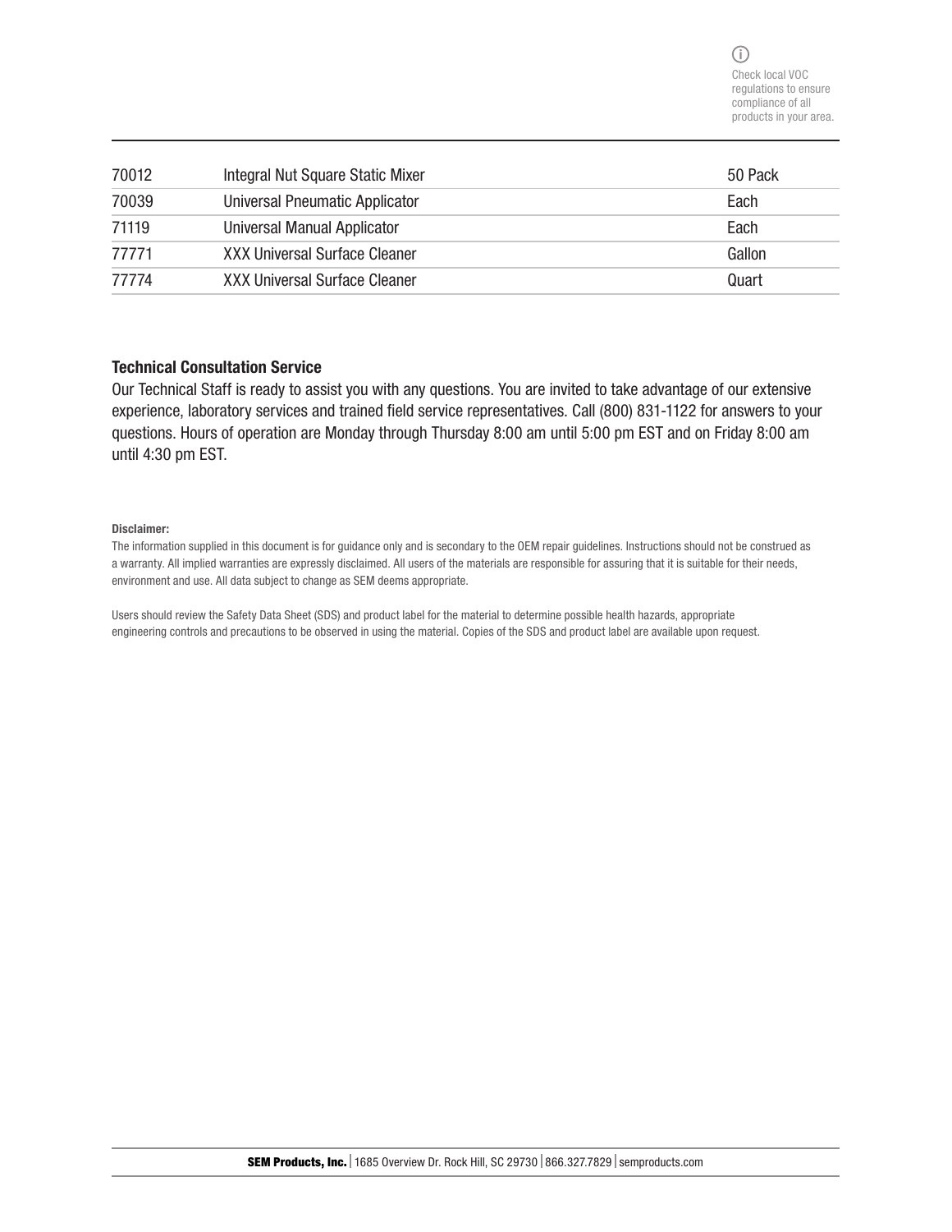Check local VOC regulations to ensure compliance of all products in your area.

| | | |
|---|---|---|
| 70012 | Integral Nut Square Static Mixer | 50 Pack |
| 70039 | Universal Pneumatic Applicator | Each |
| 71119 | Universal Manual Applicator | Each |
| 77771 | XXX Universal Surface Cleaner | Gallon |
| 77774 | XXX Universal Surface Cleaner | Quart |

**Technical Consultation Service**

Our Technical Staff is ready to assist you with any questions. You are invited to take advantage of our extensive experience, laboratory services and trained field service representatives. Call (800) 831-1122 for answers to your questions. Hours of operation are Monday through Thursday 8:00 am until 5:00 pm EST and on Friday 8:00 am until 4:30 pm EST.

**Disclaimer:**

The information supplied in this document is for guidance only and is secondary to the OEM repair guidelines. Instructions should not be construed as a warranty. All implied warranties are expressly disclaimed. All users of the materials are responsible for assuring that it is suitable for their needs, environment and use. All data subject to change as SEM deems appropriate.

Users should review the Safety Data Sheet (SDS) and product label for the material to determine possible health hazards, appropriate engineering controls and precautions to be observed in using the material. Copies of the SDS and product label are available upon request.

**SEM Products, Inc.** | 1685 Overview Dr. Rock Hill, SC 29730 | 866.327.7829 | semproducts.com